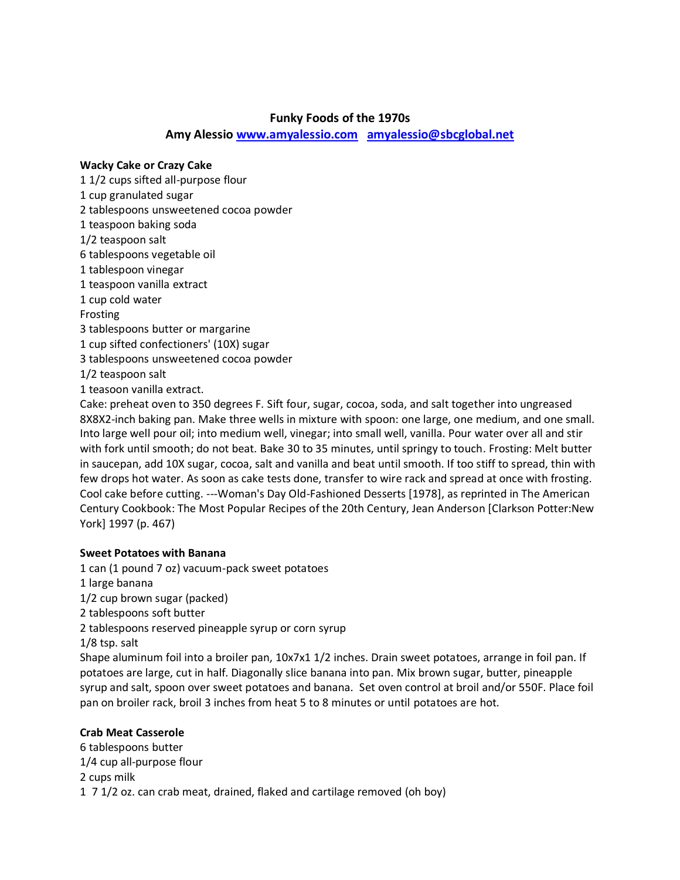**Funky Foods of the 1970s**

**Amy Alessio www.amyalessio.com amyalessio@sbcglobal.net**

**Wacky Cake or Crazy Cake**

1 1/2 cups sifted all-purpose flour
1 cup granulated sugar
2 tablespoons unsweetened cocoa powder
1 teaspoon baking soda
1/2 teaspoon salt
6 tablespoons vegetable oil
1 tablespoon vinegar
1 teaspoon vanilla extract
1 cup cold water
Frosting
3 tablespoons butter or margarine
1 cup sifted confectioners' (10X) sugar
3 tablespoons unsweetened cocoa powder
1/2 teaspoon salt
1 teasoon vanilla extract.

Cake: preheat oven to 350 degrees F. Sift four, sugar, cocoa, soda, and salt together into ungreased 8X8X2-inch baking pan. Make three wells in mixture with spoon: one large, one medium, and one small. Into large well pour oil; into medium well, vinegar; into small well, vanilla. Pour water over all and stir with fork until smooth; do not beat. Bake 30 to 35 minutes, until springy to touch. Frosting: Melt butter in saucepan, add 10X sugar, cocoa, salt and vanilla and beat until smooth. If too stiff to spread, thin with few drops hot water. As soon as cake tests done, transfer to wire rack and spread at once with frosting. Cool cake before cutting. ---Woman's Day Old-Fashioned Desserts [1978], as reprinted in The American Century Cookbook: The Most Popular Recipes of the 20th Century, Jean Anderson [Clarkson Potter:New York] 1997 (p. 467)

**Sweet Potatoes with Banana**

1 can (1 pound 7 oz) vacuum-pack sweet potatoes
1 large banana
1/2 cup brown sugar (packed)
2 tablespoons soft butter
2 tablespoons reserved pineapple syrup or corn syrup
1/8 tsp. salt

Shape aluminum foil into a broiler pan, 10x7x1 1/2 inches. Drain sweet potatoes, arrange in foil pan. If potatoes are large, cut in half. Diagonally slice banana into pan. Mix brown sugar, butter, pineapple syrup and salt, spoon over sweet potatoes and banana. Set oven control at broil and/or 550F. Place foil pan on broiler rack, broil 3 inches from heat 5 to 8 minutes or until potatoes are hot.

**Crab Meat Casserole**

6 tablespoons butter
1/4 cup all-purpose flour
2 cups milk
1 7 1/2 oz. can crab meat, drained, flaked and cartilage removed (oh boy)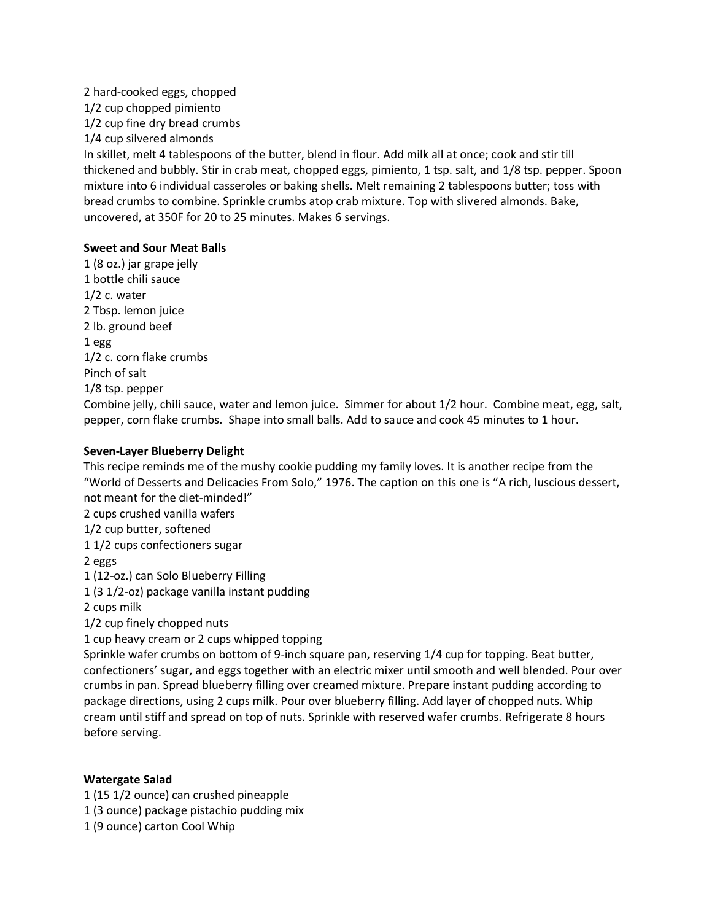2 hard-cooked eggs, chopped
1/2 cup chopped pimiento
1/2 cup fine dry bread crumbs
1/4 cup silvered almonds
In skillet, melt 4 tablespoons of the butter, blend in flour. Add milk all at once; cook and stir till thickened and bubbly. Stir in crab meat, chopped eggs, pimiento, 1 tsp. salt, and 1/8 tsp. pepper. Spoon mixture into 6 individual casseroles or baking shells. Melt remaining 2 tablespoons butter; toss with bread crumbs to combine. Sprinkle crumbs atop crab mixture. Top with slivered almonds. Bake, uncovered, at 350F for 20 to 25 minutes. Makes 6 servings.

**Sweet and Sour Meat Balls**

1 (8 oz.) jar grape jelly
1 bottle chili sauce
1/2 c. water
2 Tbsp. lemon juice
2 lb. ground beef
1 egg
1/2 c. corn flake crumbs
Pinch of salt
1/8 tsp. pepper
Combine jelly, chili sauce, water and lemon juice. Simmer for about 1/2 hour. Combine meat, egg, salt, pepper, corn flake crumbs. Shape into small balls. Add to sauce and cook 45 minutes to 1 hour.

**Seven-Layer Blueberry Delight**

This recipe reminds me of the mushy cookie pudding my family loves. It is another recipe from the "World of Desserts and Delicacies From Solo," 1976. The caption on this one is "A rich, luscious dessert, not meant for the diet-minded!"
2 cups crushed vanilla wafers
1/2 cup butter, softened
1 1/2 cups confectioners sugar
2 eggs
1 (12-oz.) can Solo Blueberry Filling
1 (3 1/2-oz) package vanilla instant pudding
2 cups milk
1/2 cup finely chopped nuts
1 cup heavy cream or 2 cups whipped topping
Sprinkle wafer crumbs on bottom of 9-inch square pan, reserving 1/4 cup for topping. Beat butter, confectioners' sugar, and eggs together with an electric mixer until smooth and well blended. Pour over crumbs in pan. Spread blueberry filling over creamed mixture. Prepare instant pudding according to package directions, using 2 cups milk. Pour over blueberry filling. Add layer of chopped nuts. Whip cream until stiff and spread on top of nuts. Sprinkle with reserved wafer crumbs. Refrigerate 8 hours before serving.

**Watergate Salad**

1 (15 1/2 ounce) can crushed pineapple
1 (3 ounce) package pistachio pudding mix
1 (9 ounce) carton Cool Whip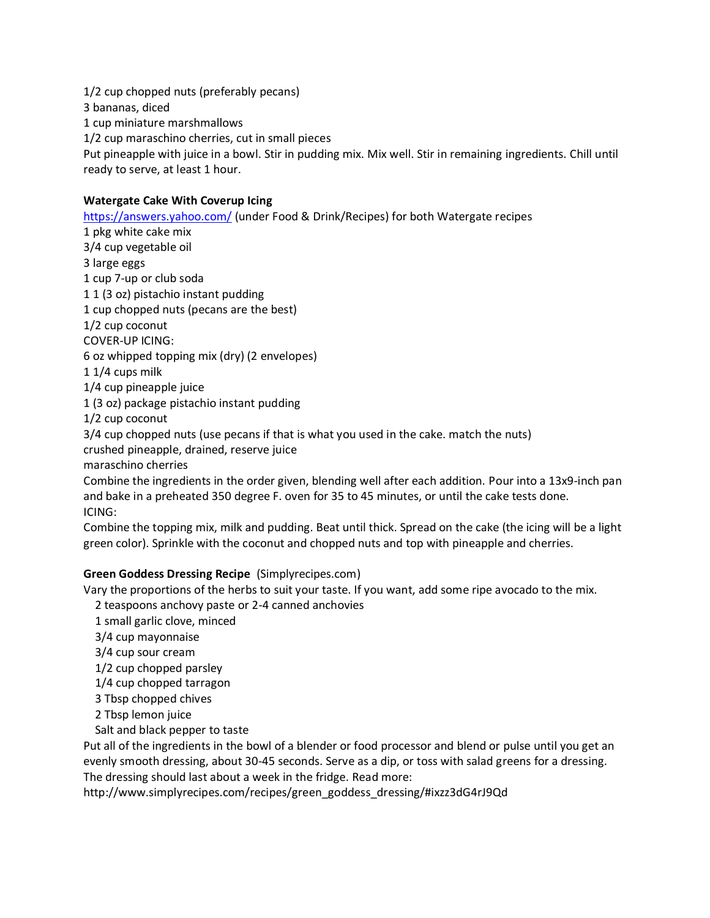1/2 cup chopped nuts (preferably pecans)
3 bananas, diced
1 cup miniature marshmallows
1/2 cup maraschino cherries, cut in small pieces
Put pineapple with juice in a bowl. Stir in pudding mix. Mix well. Stir in remaining ingredients. Chill until ready to serve, at least 1 hour.

**Watergate Cake With Coverup Icing**

https://answers.yahoo.com/ (under Food & Drink/Recipes) for both Watergate recipes
1 pkg white cake mix
3/4 cup vegetable oil
3 large eggs
1 cup 7-up or club soda
1 1 (3 oz) pistachio instant pudding
1 cup chopped nuts (pecans are the best)
1/2 cup coconut
COVER-UP ICING:
6 oz whipped topping mix (dry) (2 envelopes)
1 1/4 cups milk
1/4 cup pineapple juice
1 (3 oz) package pistachio instant pudding
1/2 cup coconut
3/4 cup chopped nuts (use pecans if that is what you used in the cake. match the nuts)
crushed pineapple, drained, reserve juice
maraschino cherries
Combine the ingredients in the order given, blending well after each addition. Pour into a 13x9-inch pan and bake in a preheated 350 degree F. oven for 35 to 45 minutes, or until the cake tests done.
ICING:
Combine the topping mix, milk and pudding. Beat until thick. Spread on the cake (the icing will be a light green color). Sprinkle with the coconut and chopped nuts and top with pineapple and cherries.

**Green Goddess Dressing Recipe** (Simplyrecipes.com)

Vary the proportions of the herbs to suit your taste. If you want, add some ripe avocado to the mix.
2 teaspoons anchovy paste or 2-4 canned anchovies
1 small garlic clove, minced
3/4 cup mayonnaise
3/4 cup sour cream
1/2 cup chopped parsley
1/4 cup chopped tarragon
3 Tbsp chopped chives
2 Tbsp lemon juice
Salt and black pepper to taste
Put all of the ingredients in the bowl of a blender or food processor and blend or pulse until you get an evenly smooth dressing, about 30-45 seconds. Serve as a dip, or toss with salad greens for a dressing. The dressing should last about a week in the fridge. Read more:
http://www.simplyrecipes.com/recipes/green_goddess_dressing/#ixzz3dG4rJ9Qd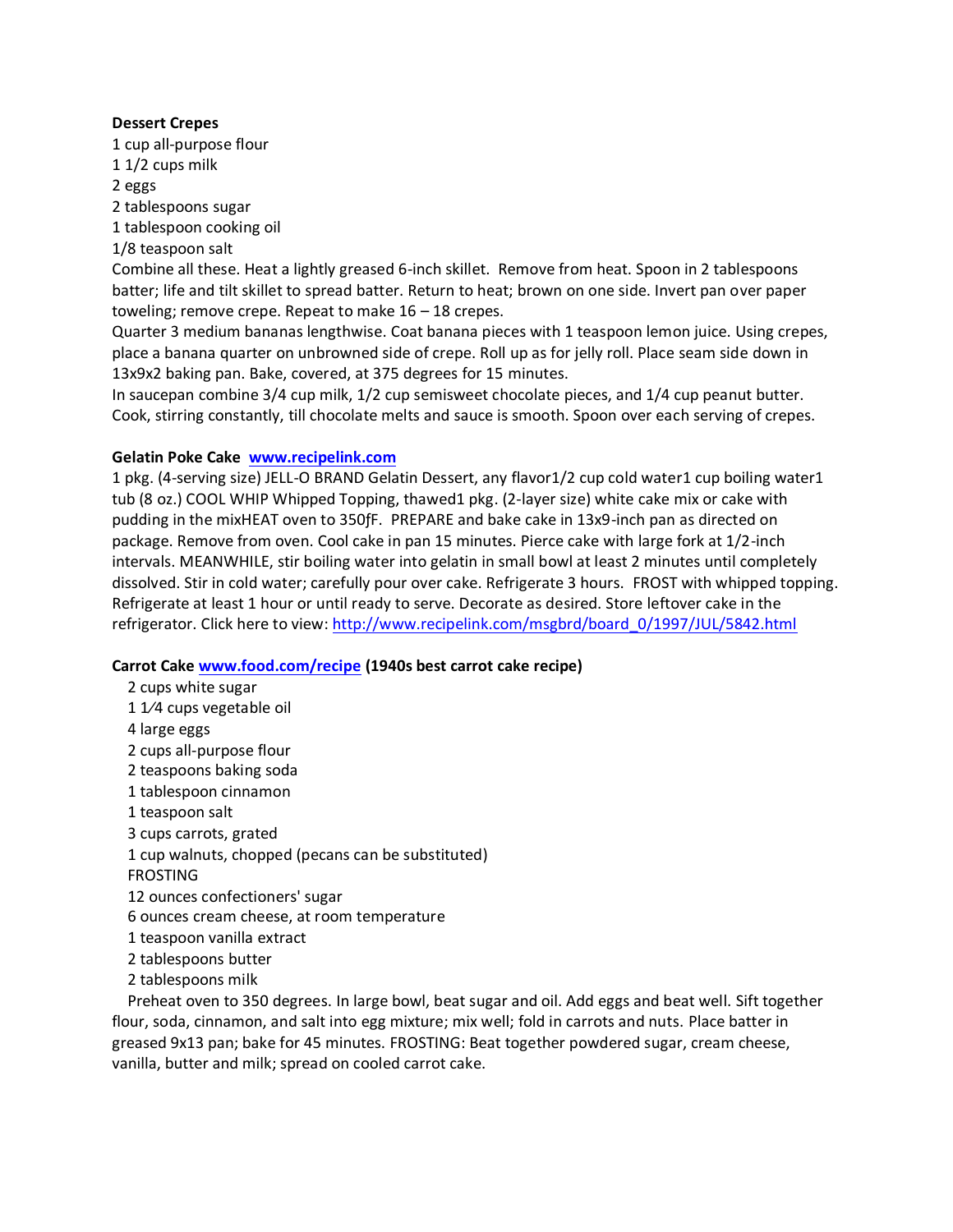**Dessert Crepes**

1 cup all-purpose flour
1 1/2 cups milk
2 eggs
2 tablespoons sugar
1 tablespoon cooking oil
1/8 teaspoon salt
Combine all these. Heat a lightly greased 6-inch skillet. Remove from heat. Spoon in 2 tablespoons batter; life and tilt skillet to spread batter. Return to heat; brown on one side. Invert pan over paper toweling; remove crepe. Repeat to make 16 – 18 crepes.
Quarter 3 medium bananas lengthwise. Coat banana pieces with 1 teaspoon lemon juice. Using crepes, place a banana quarter on unbrowned side of crepe. Roll up as for jelly roll. Place seam side down in 13x9x2 baking pan. Bake, covered, at 375 degrees for 15 minutes.
In saucepan combine 3/4 cup milk, 1/2 cup semisweet chocolate pieces, and 1/4 cup peanut butter. Cook, stirring constantly, till chocolate melts and sauce is smooth. Spoon over each serving of crepes.

**Gelatin Poke Cake** www.recipelink.com

1 pkg. (4-serving size) JELL-O BRAND Gelatin Dessert, any flavor1/2 cup cold water1 cup boiling water1 tub (8 oz.) COOL WHIP Whipped Topping, thawed1 pkg. (2-layer size) white cake mix or cake with pudding in the mixHEAT oven to 350ƒF. PREPARE and bake cake in 13x9-inch pan as directed on package. Remove from oven. Cool cake in pan 15 minutes. Pierce cake with large fork at 1/2-inch intervals. MEANWHILE, stir boiling water into gelatin in small bowl at least 2 minutes until completely dissolved. Stir in cold water; carefully pour over cake. Refrigerate 3 hours. FROST with whipped topping. Refrigerate at least 1 hour or until ready to serve. Decorate as desired. Store leftover cake in the refrigerator. Click here to view: http://www.recipelink.com/msgbrd/board_0/1997/JUL/5842.html

**Carrot Cake** www.food.com/recipe **(1940s best carrot cake recipe)**

2 cups white sugar
1 1⁄4 cups vegetable oil
4 large eggs
2 cups all-purpose flour
2 teaspoons baking soda
1 tablespoon cinnamon
1 teaspoon salt
3 cups carrots, grated
1 cup walnuts, chopped (pecans can be substituted)
FROSTING
12 ounces confectioners' sugar
6 ounces cream cheese, at room temperature
1 teaspoon vanilla extract
2 tablespoons butter
2 tablespoons milk
Preheat oven to 350 degrees. In large bowl, beat sugar and oil. Add eggs and beat well. Sift together flour, soda, cinnamon, and salt into egg mixture; mix well; fold in carrots and nuts. Place batter in greased 9x13 pan; bake for 45 minutes. FROSTING: Beat together powdered sugar, cream cheese, vanilla, butter and milk; spread on cooled carrot cake.